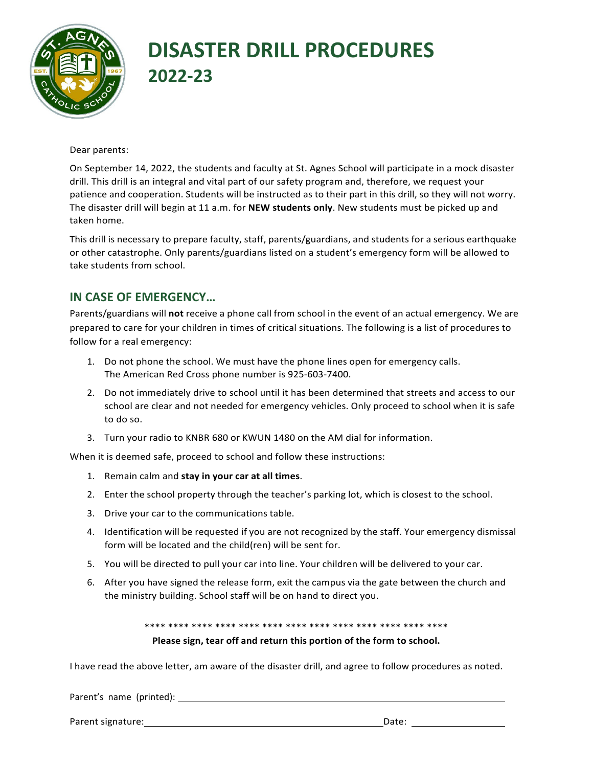# DISASTER DRILL PROCEDURES
## 2022-23

Dear parents:

On September 14, 2022, the students and faculty at St. Agnes School will participate in a mock disaster drill. This drill is an integral and vital part of our safety program and, therefore, we request your patience and cooperation. Students will be instructed as to their part in this drill, so they will not worry. The disaster drill will begin at 11 a.m. for **NEW students only**. New students must be picked up and taken home.

This drill is necessary to prepare faculty, staff, parents/guardians, and students for a serious earthquake or other catastrophe. Only parents/guardians listed on a student's emergency form will be allowed to take students from school.

## IN CASE OF EMERGENCY…

Parents/guardians will **not** receive a phone call from school in the event of an actual emergency. We are prepared to care for your children in times of critical situations. The following is a list of procedures to follow for a real emergency:

1. Do not phone the school. We must have the phone lines open for emergency calls. The American Red Cross phone number is 925-603-7400.
2. Do not immediately drive to school until it has been determined that streets and access to our school are clear and not needed for emergency vehicles. Only proceed to school when it is safe to do so.
3. Turn your radio to KNBR 680 or KWUN 1480 on the AM dial for information.

When it is deemed safe, proceed to school and follow these instructions:

1. Remain calm and **stay in your car at all times**.
2. Enter the school property through the teacher's parking lot, which is closest to the school.
3. Drive your car to the communications table.
4. Identification will be requested if you are not recognized by the staff. Your emergency dismissal form will be located and the child(ren) will be sent for.
5. You will be directed to pull your car into line. Your children will be delivered to your car.
6. After you have signed the release form, exit the campus via the gate between the church and the ministry building. School staff will be on hand to direct you.

**** **** **** **** **** **** **** **** **** **** **** **** ****

**Please sign, tear off and return this portion of the form to school.**

I have read the above letter, am aware of the disaster drill, and agree to follow procedures as noted.

Parent's name (printed): ______________________________

Parent signature: ______________________________ Date: ______________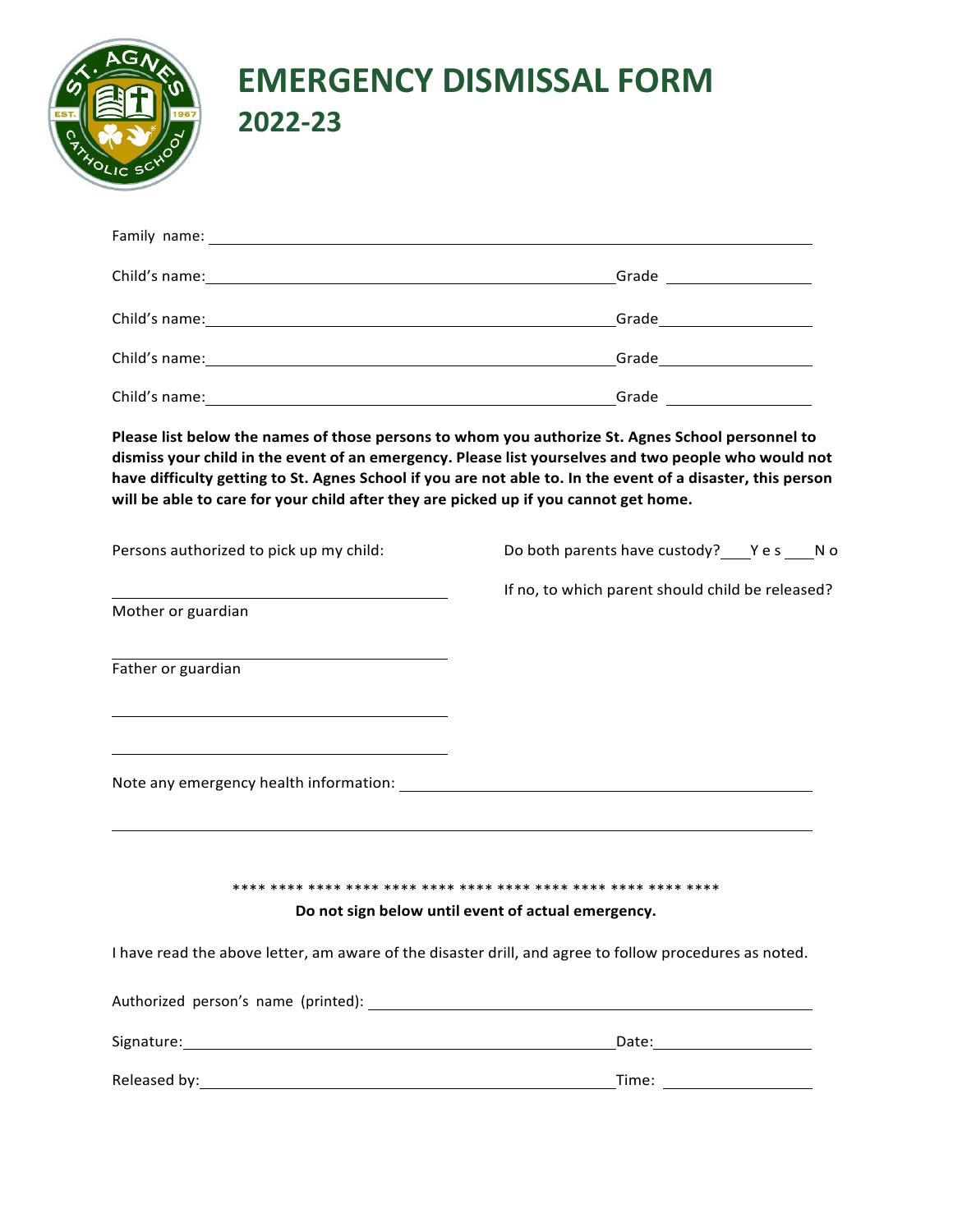# EMERGENCY DISMISSAL FORM
## 2022-23

Family name: ______________________________________________

Child's name: ______________________________ Grade ____________

Child's name: ______________________________ Grade ____________

Child's name: ______________________________ Grade ____________

Child's name: ______________________________ Grade ____________

**Please list below the names of those persons to whom you authorize St. Agnes School personnel to dismiss your child in the event of an emergency. Please list yourselves and two people who would not have difficulty getting to St. Agnes School if you are not able to. In the event of a disaster, this person will be able to care for your child after they are picked up if you cannot get home.**

Persons authorized to pick up my child:

______________________________
Mother or guardian

______________________________
Father or guardian

______________________________

______________________________

Do both parents have custody? ___ Yes ___ No

If no, to which parent should child be released?

Note any emergency health information: ______________________________

______________________________________________

**** **** **** **** **** **** **** **** **** **** **** **** ****

**Do not sign below until event of actual emergency.**

I have read the above letter, am aware of the disaster drill, and agree to follow procedures as noted.

Authorized person's name (printed): ______________________________

Signature: ______________________________ Date: ____________

Released by: ______________________________ Time: ____________